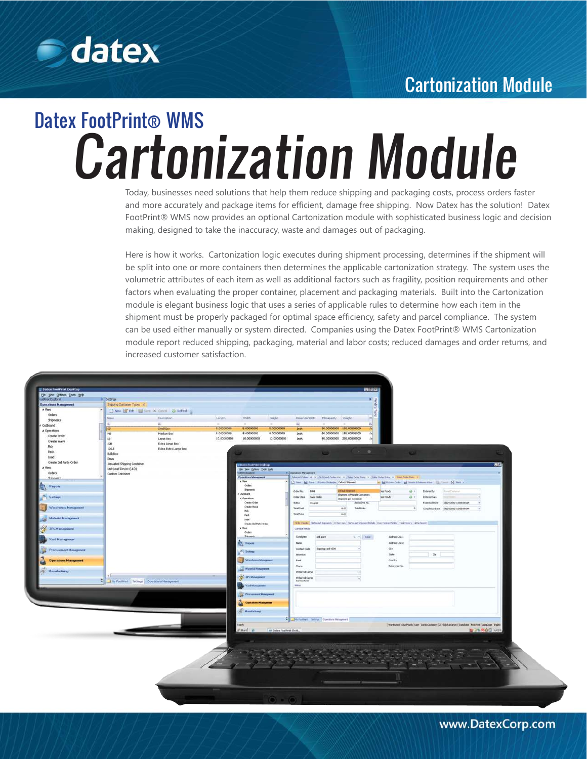Cartonization Module

# Datex FootPrint® WMS

# Cartonization Module

Today, businesses need solutions that help them reduce shipping and packaging costs, process orders faster and more accurately and package items for efficient, damage free shipping. Now Datex has the solution! Datex FootPrint® WMS now provides an optional Cartonization module with sophisticated business logic and decision making, designed to take the inaccuracy, waste and damages out of packaging.

Here is how it works. Cartonization logic executes during shipment processing, determines if the shipment will be split into one or more containers then determines the applicable cartonization strategy. The system uses the volumetric attributes of each item as well as additional factors such as fragility, position requirements and other factors when evaluating the proper container, placement and packaging materials. Built into the Cartonization module is elegant business logic that uses a series of applicable rules to determine how each item in the shipment must be properly packaged for optimal space efficiency, safety and parcel compliance. The system can be used either manually or system directed. Companies using the Datex FootPrint® WMS Cartonization module report reduced shipping, packaging, material and labor costs; reduced damages and order returns, and increased customer satisfaction.

www.DatexCorp.com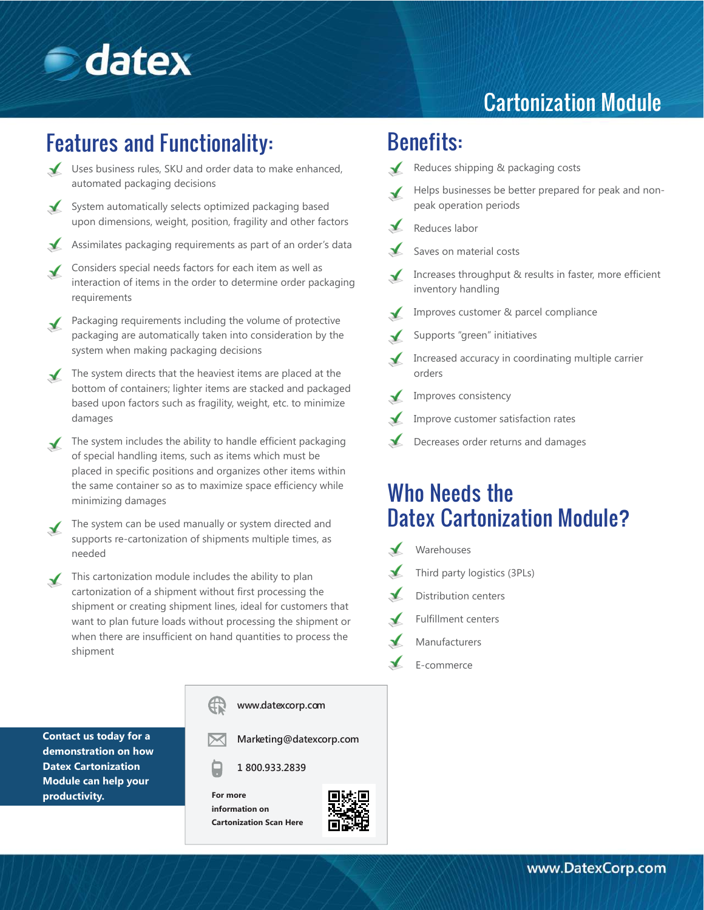datex

# Cartonization Module

## Features and Functionality:

- Uses business rules, SKU and order data to make enhanced, automated packaging decisions
- System automatically selects optimized packaging based upon dimensions, weight, position, fragility and other factors
- Assimilates packaging requirements as part of an order's data
- Considers special needs factors for each item as well as interaction of items in the order to determine order packaging requirements
- Packaging requirements including the volume of protective packaging are automatically taken into consideration by the system when making packaging decisions
- The system directs that the heaviest items are placed at the bottom of containers; lighter items are stacked and packaged based upon factors such as fragility, weight, etc. to minimize damages
- The system includes the ability to handle efficient packaging of special handling items, such as items which must be placed in specific positions and organizes other items within the same container so as to maximize space efficiency while minimizing damages
- The system can be used manually or system directed and supports re-cartonization of shipments multiple times, as needed
- This cartonization module includes the ability to plan cartonization of a shipment without first processing the shipment or creating shipment lines, ideal for customers that want to plan future loads without processing the shipment or when there are insufficient on hand quantities to process the shipment

## Benefits:

- Reduces shipping & packaging costs
- Helps businesses be better prepared for peak and non-peak operation periods
- Reduces labor
- Saves on material costs
- Increases throughput & results in faster, more efficient inventory handling
- Improves customer & parcel compliance
- Supports "green" initiatives
- Increased accuracy in coordinating multiple carrier orders
- Improves consistency
- Improve customer satisfaction rates
- Decreases order returns and damages

## Who Needs the Datex Cartonization Module?

- Warehouses
- Third party logistics (3PLs)
- Distribution centers
- Fulfillment centers
- Manufacturers
- E-commerce

**Contact us today for a demonstration on how Datex Cartonization Module can help your productivity.**

www.datexcorp.com

Marketing@datexcorp.com

1 800.933.2839

**For more information on Cartonization Scan Here**

www.DatexCorp.com